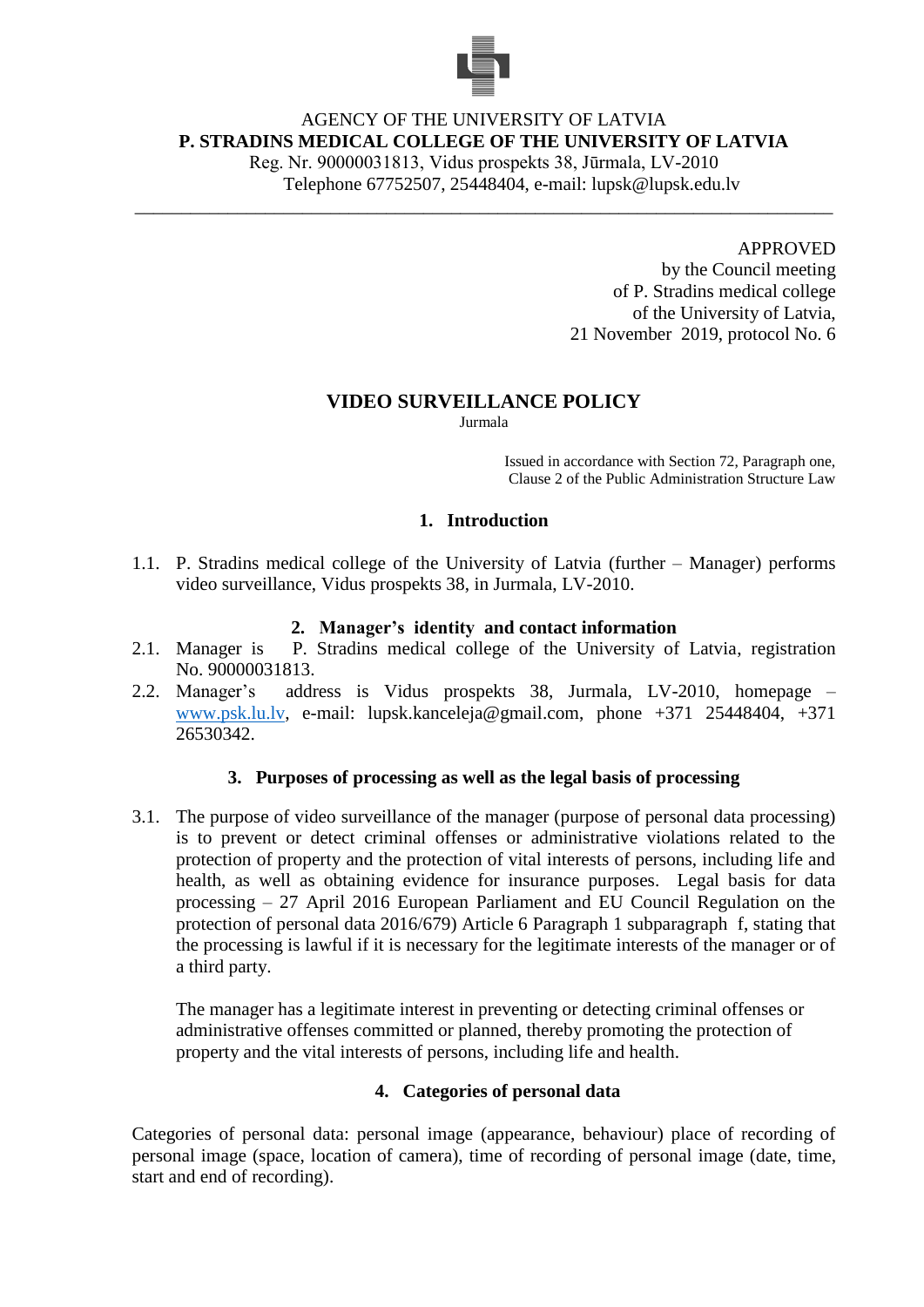AGENCY OF THE UNIVERSITY OF LATVIA

**P. STRADINS MEDICAL COLLEGE OF THE UNIVERSITY OF LATVIA**

Reg. Nr. 90000031813, Vidus prospekts 38, Jūrmala, LV-2010

Telephone 67752507, 25448404, e-mail: lupsk@lupsk.edu.lv

---

APPROVED
by the Council meeting
of P. Stradins medical college
of the University of Latvia,
21 November 2019, protocol No. 6

# VIDEO SURVEILLANCE POLICY

Jurmala

Issued in accordance with Section 72, Paragraph one, Clause 2 of the Public Administration Structure Law

## 1. Introduction

1.1. P. Stradins medical college of the University of Latvia (further – Manager) performs video surveillance, Vidus prospekts 38, in Jurmala, LV-2010.

## 2. Manager's identity and contact information

2.1. Manager is P. Stradins medical college of the University of Latvia, registration No. 90000031813.

2.2. Manager's address is Vidus prospekts 38, Jurmala, LV-2010, homepage – www.psk.lu.lv, e-mail: lupsk.kanceleja@gmail.com, phone +371 25448404, +371 26530342.

## 3. Purposes of processing as well as the legal basis of processing

3.1. The purpose of video surveillance of the manager (purpose of personal data processing) is to prevent or detect criminal offenses or administrative violations related to the protection of property and the protection of vital interests of persons, including life and health, as well as obtaining evidence for insurance purposes. Legal basis for data processing – 27 April 2016 European Parliament and EU Council Regulation on the protection of personal data 2016/679) Article 6 Paragraph 1 subparagraph f, stating that the processing is lawful if it is necessary for the legitimate interests of the manager or of a third party.

The manager has a legitimate interest in preventing or detecting criminal offenses or administrative offenses committed or planned, thereby promoting the protection of property and the vital interests of persons, including life and health.

## 4. Categories of personal data

Categories of personal data: personal image (appearance, behaviour) place of recording of personal image (space, location of camera), time of recording of personal image (date, time, start and end of recording).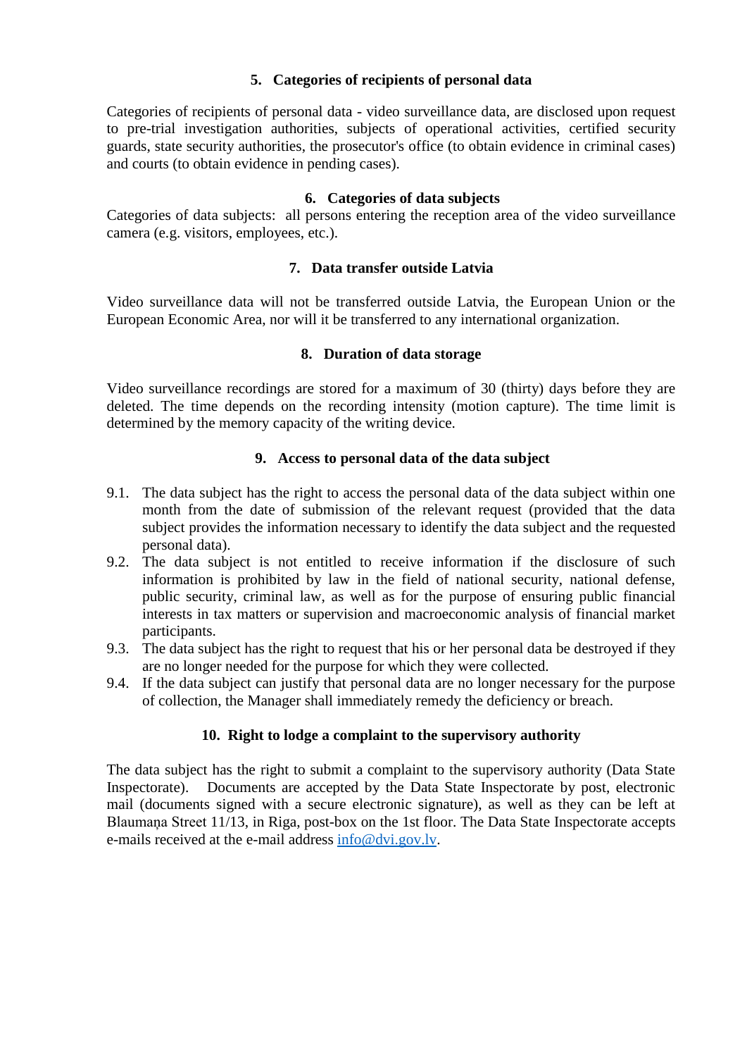## 5. Categories of recipients of personal data

Categories of recipients of personal data - video surveillance data, are disclosed upon request to pre-trial investigation authorities, subjects of operational activities, certified security guards, state security authorities, the prosecutor's office (to obtain evidence in criminal cases) and courts (to obtain evidence in pending cases).

## 6. Categories of data subjects

Categories of data subjects: all persons entering the reception area of the video surveillance camera (e.g. visitors, employees, etc.).

## 7. Data transfer outside Latvia

Video surveillance data will not be transferred outside Latvia, the European Union or the European Economic Area, nor will it be transferred to any international organization.

## 8. Duration of data storage

Video surveillance recordings are stored for a maximum of 30 (thirty) days before they are deleted. The time depends on the recording intensity (motion capture). The time limit is determined by the memory capacity of the writing device.

## 9. Access to personal data of the data subject

9.1. The data subject has the right to access the personal data of the data subject within one month from the date of submission of the relevant request (provided that the data subject provides the information necessary to identify the data subject and the requested personal data).

9.2. The data subject is not entitled to receive information if the disclosure of such information is prohibited by law in the field of national security, national defense, public security, criminal law, as well as for the purpose of ensuring public financial interests in tax matters or supervision and macroeconomic analysis of financial market participants.

9.3. The data subject has the right to request that his or her personal data be destroyed if they are no longer needed for the purpose for which they were collected.

9.4. If the data subject can justify that personal data are no longer necessary for the purpose of collection, the Manager shall immediately remedy the deficiency or breach.

## 10. Right to lodge a complaint to the supervisory authority

The data subject has the right to submit a complaint to the supervisory authority (Data State Inspectorate). Documents are accepted by the Data State Inspectorate by post, electronic mail (documents signed with a secure electronic signature), as well as they can be left at Blaumaņa Street 11/13, in Riga, post-box on the 1st floor. The Data State Inspectorate accepts e-mails received at the e-mail address info@dvi.gov.lv.